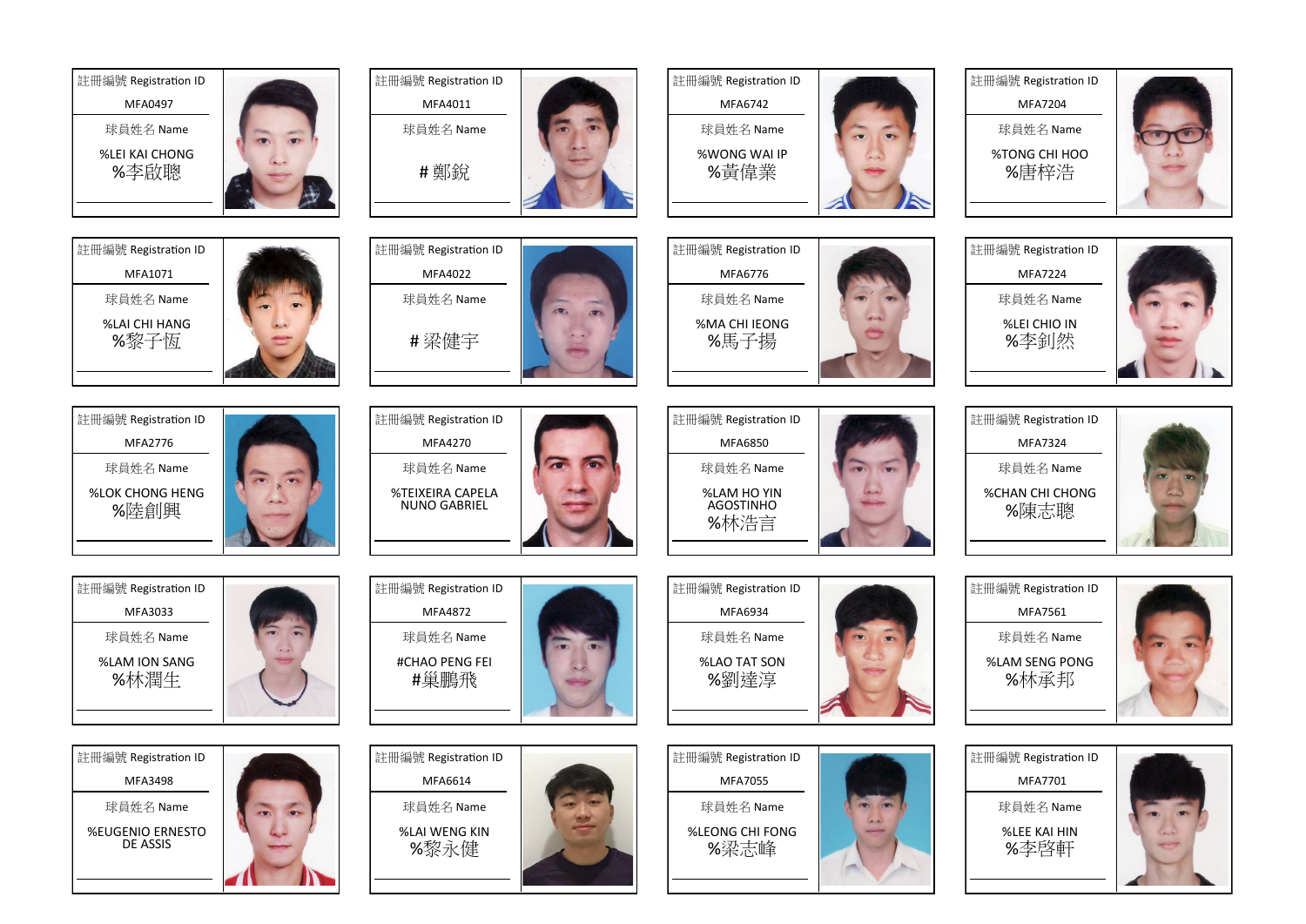| 註冊編號 Registration ID | 球員姓名 Name |
| --- | --- |
| MFA0497 | %LEI KAI CHONG %李啟聰 |
| MFA4011 | # 鄭銳 |
| MFA6742 | %WONG WAI IP %黃偉業 |
| MFA7204 | %TONG CHI HOO %唐梓浩 |
| MFA1071 | %LAI CHI HANG %黎子恆 |
| MFA4022 | # 梁健宇 |
| MFA6776 | %MA CHI IEONG %馬子揚 |
| MFA7224 | %LEI CHIO IN %李釗然 |
| MFA2776 | %LOK CHONG HENG %陸創興 |
| MFA4270 | %TEIXEIRA CAPELA NUNO GABRIEL |
| MFA6850 | %LAM HO YIN AGOSTINHO %林浩言 |
| MFA7324 | %CHAN CHI CHONG %陳志聰 |
| MFA3033 | %LAM ION SANG %林潤生 |
| MFA4872 | #CHAO PENG FEI #巢鵬飛 |
| MFA6934 | %LAO TAT SON %劉達淳 |
| MFA7561 | %LAM SENG PONG %林承邦 |
| MFA3498 | %EUGENIO ERNESTO DE ASSIS |
| MFA6614 | %LAI WENG KIN %黎永健 |
| MFA7055 | %LEONG CHI FONG %梁志峰 |
| MFA7701 | %LEE KAI HIN %李啓軒 |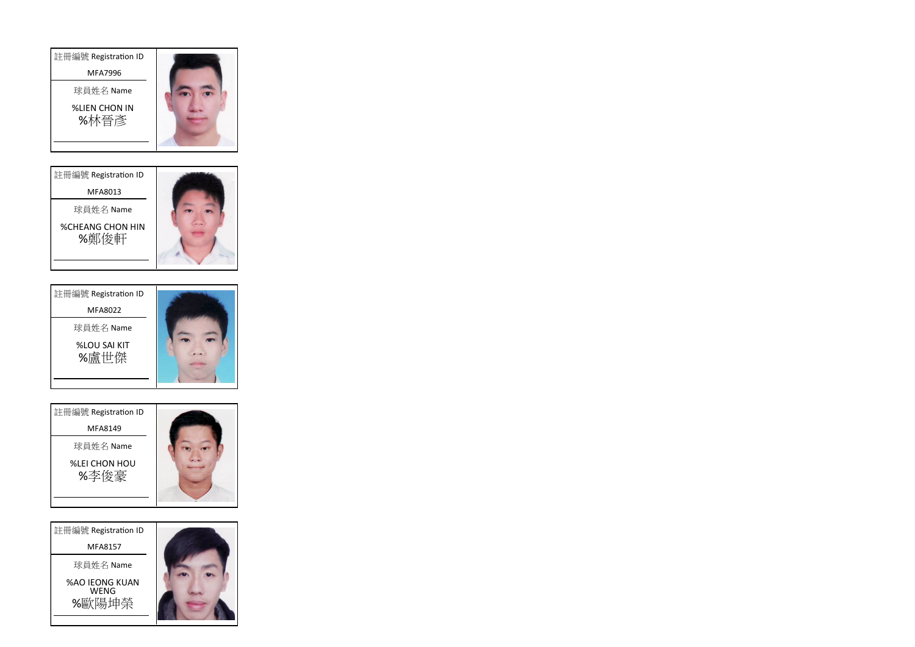註冊編號 Registration ID

MFA7996

球員姓名 Name

%LIEN CHON IN
%林晉彥

註冊編號 Registration ID

MFA8013

球員姓名 Name

%CHEANG CHON HIN
%鄭俊軒

註冊編號 Registration ID

MFA8022

球員姓名 Name

%LOU SAI KIT
%盧世傑

註冊編號 Registration ID

MFA8149

球員姓名 Name

%LEI CHON HOU
%李俊豪

註冊編號 Registration ID

MFA8157

球員姓名 Name

%AO IEONG KUAN WENG
%歐陽坤榮